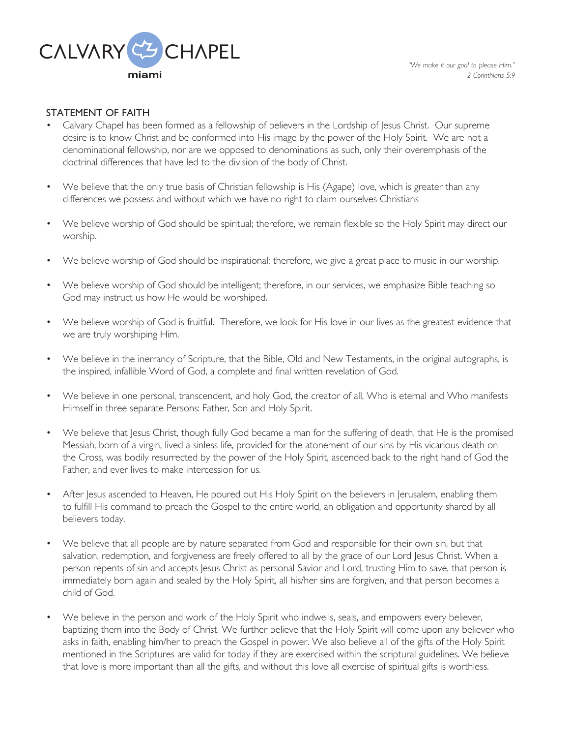CALVARY CHAPEL miami

*"We make it our goal to please Him."*
*2 Corinthians 5:9*

## STATEMENT OF FAITH

- Calvary Chapel has been formed as a fellowship of believers in the Lordship of Jesus Christ. Our supreme desire is to know Christ and be conformed into His image by the power of the Holy Spirit. We are not a denominational fellowship, nor are we opposed to denominations as such, only their overemphasis of the doctrinal differences that have led to the division of the body of Christ.

- We believe that the only true basis of Christian fellowship is His (Agape) love, which is greater than any differences we possess and without which we have no right to claim ourselves Christians

- We believe worship of God should be spiritual; therefore, we remain flexible so the Holy Spirit may direct our worship.

- We believe worship of God should be inspirational; therefore, we give a great place to music in our worship.

- We believe worship of God should be intelligent; therefore, in our services, we emphasize Bible teaching so God may instruct us how He would be worshiped.

- We believe worship of God is fruitful. Therefore, we look for His love in our lives as the greatest evidence that we are truly worshiping Him.

- We believe in the inerrancy of Scripture, that the Bible, Old and New Testaments, in the original autographs, is the inspired, infallible Word of God, a complete and final written revelation of God.

- We believe in one personal, transcendent, and holy God, the creator of all, Who is eternal and Who manifests Himself in three separate Persons: Father, Son and Holy Spirit.

- We believe that Jesus Christ, though fully God became a man for the suffering of death, that He is the promised Messiah, born of a virgin, lived a sinless life, provided for the atonement of our sins by His vicarious death on the Cross, was bodily resurrected by the power of the Holy Spirit, ascended back to the right hand of God the Father, and ever lives to make intercession for us.

- After Jesus ascended to Heaven, He poured out His Holy Spirit on the believers in Jerusalem, enabling them to fulfill His command to preach the Gospel to the entire world, an obligation and opportunity shared by all believers today.

- We believe that all people are by nature separated from God and responsible for their own sin, but that salvation, redemption, and forgiveness are freely offered to all by the grace of our Lord Jesus Christ. When a person repents of sin and accepts Jesus Christ as personal Savior and Lord, trusting Him to save, that person is immediately born again and sealed by the Holy Spirit, all his/her sins are forgiven, and that person becomes a child of God.

- We believe in the person and work of the Holy Spirit who indwells, seals, and empowers every believer, baptizing them into the Body of Christ. We further believe that the Holy Spirit will come upon any believer who asks in faith, enabling him/her to preach the Gospel in power. We also believe all of the gifts of the Holy Spirit mentioned in the Scriptures are valid for today if they are exercised within the scriptural guidelines. We believe that love is more important than all the gifts, and without this love all exercise of spiritual gifts is worthless.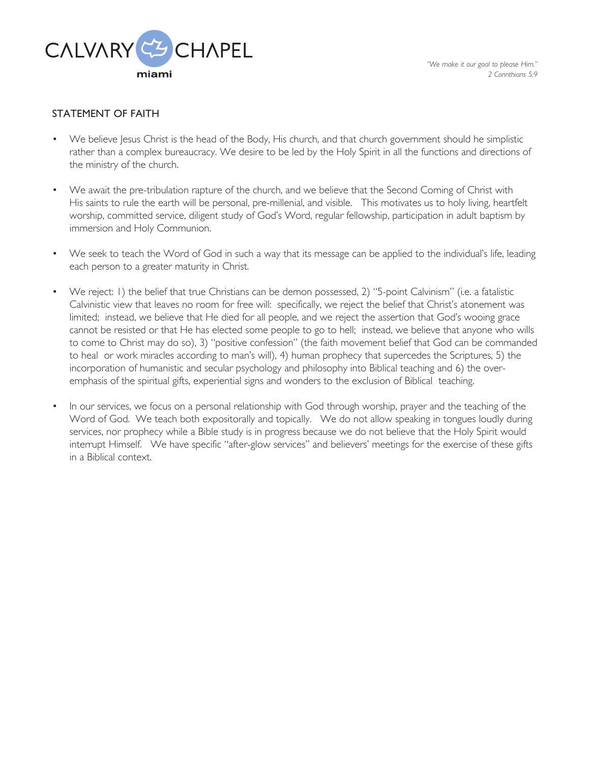"We make it our goal to please Him."
2 Corinthians 5:9

## STATEMENT OF FAITH

- We believe Jesus Christ is the head of the Body, His church, and that church government should he simplistic rather than a complex bureaucracy. We desire to be led by the Holy Spirit in all the functions and directions of the ministry of the church.

- We await the pre-tribulation rapture of the church, and we believe that the Second Coming of Christ with His saints to rule the earth will be personal, pre-millenial, and visible. This motivates us to holy living, heartfelt worship, committed service, diligent study of God's Word, regular fellowship, participation in adult baptism by immersion and Holy Communion.

- We seek to teach the Word of God in such a way that its message can be applied to the individual's life, leading each person to a greater maturity in Christ.

- We reject: 1) the belief that true Christians can be demon possessed, 2) "5-point Calvinism" (i.e. a fatalistic Calvinistic view that leaves no room for free will: specifically, we reject the belief that Christ's atonement was limited; instead, we believe that He died for all people, and we reject the assertion that God's wooing grace cannot be resisted or that He has elected some people to go to hell; instead, we believe that anyone who wills to come to Christ may do so), 3) "positive confession" (the faith movement belief that God can be commanded to heal or work miracles according to man's will), 4) human prophecy that supercedes the Scriptures, 5) the incorporation of humanistic and secular psychology and philosophy into Biblical teaching and 6) the over-emphasis of the spiritual gifts, experiential signs and wonders to the exclusion of Biblical teaching.

- In our services, we focus on a personal relationship with God through worship, prayer and the teaching of the Word of God. We teach both expositorally and topically. We do not allow speaking in tongues loudly during services, nor prophecy while a Bible study is in progress because we do not believe that the Holy Spirit would interrupt Himself. We have specific "after-glow services" and believers' meetings for the exercise of these gifts in a Biblical context.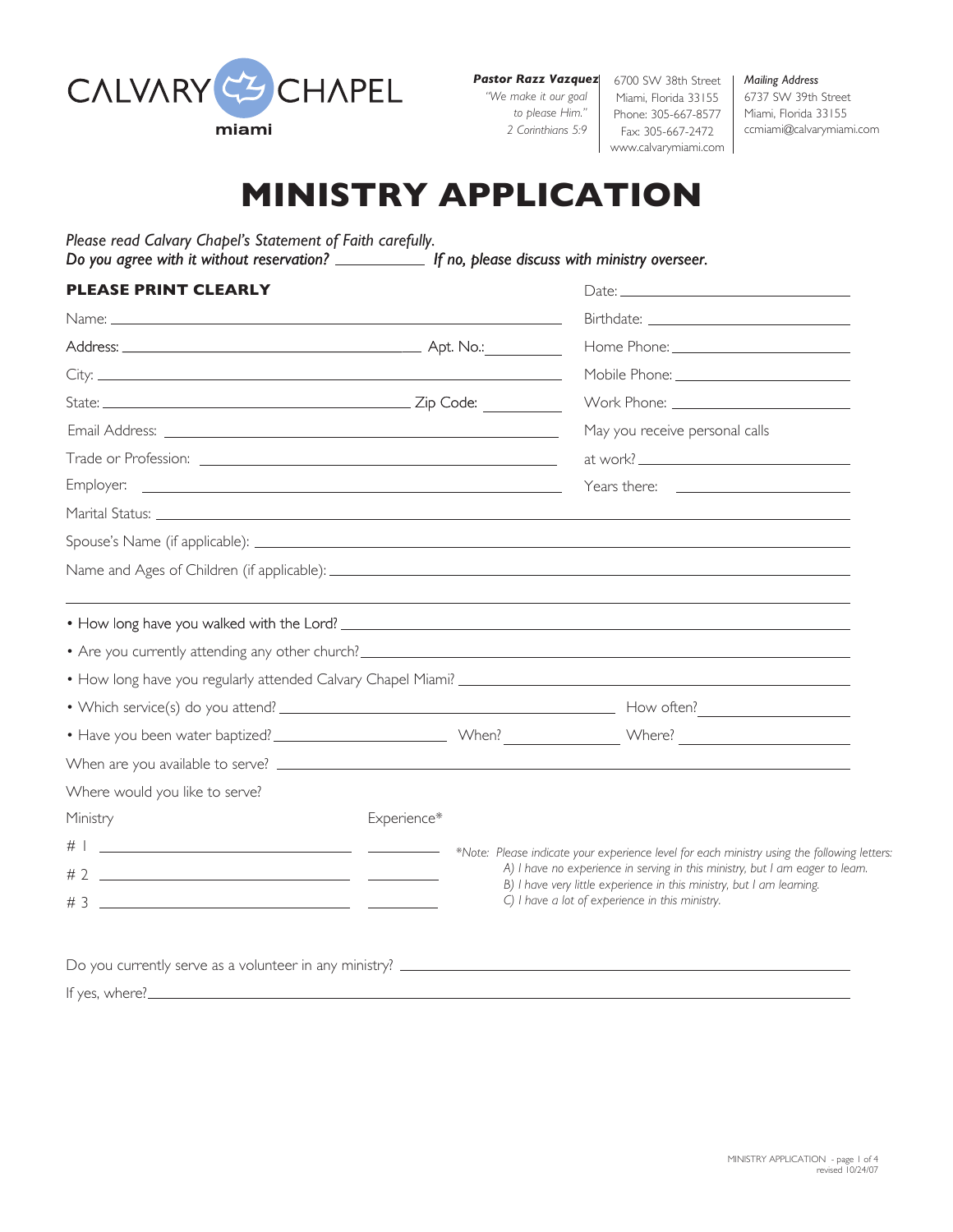CALVARY CHAPEL miami

***Pastor Razz Vazquez***
*"We make it our goal to please Him."*
*2 Corinthians 5:9*

6700 SW 38th Street
Miami, Florida 33155
Phone: 305-667-8577
Fax: 305-667-2472
www.calvarymiami.com

*Mailing Address*
6737 SW 39th Street
Miami, Florida 33155
ccmiami@calvarymiami.com

# MINISTRY APPLICATION

*Please read Calvary Chapel's Statement of Faith carefully.*
*Do you agree with it without reservation?* ___________ *If no, please discuss with ministry overseer.*

**PLEASE PRINT CLEARLY**

Date: ____________________

Name: ____________________

Birthdate: ____________________

Address: ____________________ Apt. No.: ________

Home Phone: ____________________

City: ____________________

Mobile Phone: ____________________

State: ____________________ Zip Code: ________

Work Phone: ____________________

Email Address: ____________________

May you receive personal calls at work? ____________________

Trade or Profession: ____________________

Employer: ____________________

Years there: ____________________

Marital Status: ____________________

Spouse's Name (if applicable): ____________________

Name and Ages of Children (if applicable): ____________________

- How long have you walked with the Lord? ____________________
- Are you currently attending any other church? ____________________
- How long have you regularly attended Calvary Chapel Miami? ____________________
- Which service(s) do you attend? ____________________ How often? ____________
- Have you been water baptized? ____________ When? ____________ Where? ____________

When are you available to serve? ____________________

Where would you like to serve?

| Ministry | Experience* |
|---|---|
| # 1 ____________________ | ________ |
| # 2 ____________________ | ________ |
| # 3 ____________________ | ________ |

*\*Note: Please indicate your experience level for each ministry using the following letters:*
*A) I have no experience in serving in this ministry, but I am eager to learn.*
*B) I have very little experience in this ministry, but I am learning.*
*C) I have a lot of experience in this ministry.*

Do you currently serve as a volunteer in any ministry? ____________________

If yes, where? ____________________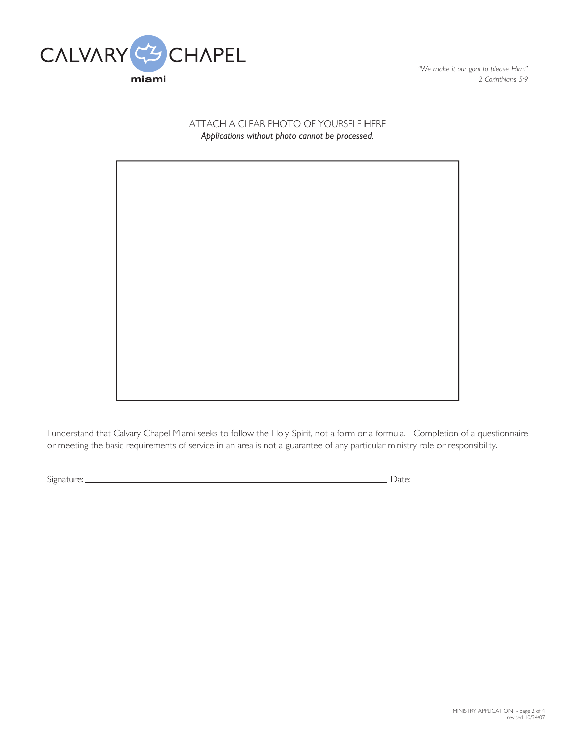CALVARY CHAPEL
miami

*"We make it our goal to please Him."*
*2 Corinthians 5:9*

ATTACH A CLEAR PHOTO OF YOURSELF HERE
***Applications without photo cannot be processed.***

I understand that Calvary Chapel Miami seeks to follow the Holy Spirit, not a form or a formula. Completion of a questionnaire or meeting the basic requirements of service in an area is not a guarantee of any particular ministry role or responsibility.

Signature: ______________________________________________ Date: ____________________

MINISTRY APPLICATION - page 2 of 4
revised 10/24/07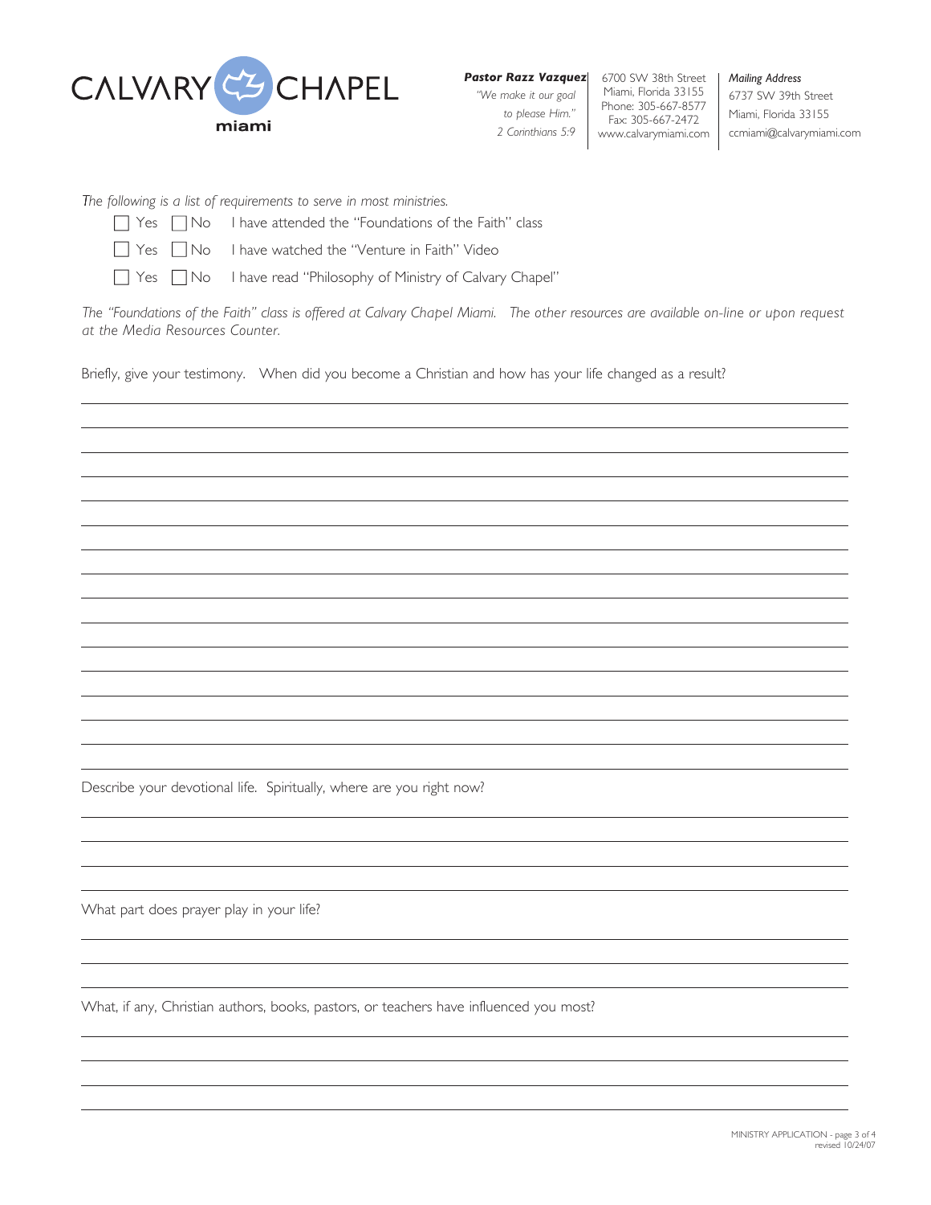CALVARY CHAPEL miami

**Pastor Razz Vazquez**
*"We make it our goal to please Him." 2 Corinthians 5:9*

6700 SW 38th Street
Miami, Florida 33155
Phone: 305-667-8577
Fax: 305-667-2472
www.calvarymiami.com

*Mailing Address*
6737 SW 39th Street
Miami, Florida 33155
ccmiami@calvarymiami.com

*The following is a list of requirements to serve in most ministries.*

- ☐ Yes ☐ No I have attended the "Foundations of the Faith" class
- ☐ Yes ☐ No I have watched the "Venture in Faith" Video
- ☐ Yes ☐ No I have read "Philosophy of Ministry of Calvary Chapel"

*The "Foundations of the Faith" class is offered at Calvary Chapel Miami. The other resources are available on-line or upon request at the Media Resources Counter.*

Briefly, give your testimony. When did you become a Christian and how has your life changed as a result?

\_\_\_\_\_\_\_\_\_\_\_\_\_\_\_\_\_\_\_\_\_\_\_\_\_\_\_\_\_\_\_\_\_\_\_\_\_\_\_\_\_\_\_\_\_\_\_\_\_\_\_\_\_\_\_\_\_\_\_\_\_\_\_\_\_\_\_\_\_\_\_\_\_\_\_\_

Describe your devotional life. Spiritually, where are you right now?

\_\_\_\_\_\_\_\_\_\_\_\_\_\_\_\_\_\_\_\_\_\_\_\_\_\_\_\_\_\_\_\_\_\_\_\_\_\_\_\_\_\_\_\_\_\_\_\_\_\_\_\_\_\_\_\_\_\_\_\_\_\_\_\_\_\_\_\_\_\_\_\_\_\_\_\_

What part does prayer play in your life?

\_\_\_\_\_\_\_\_\_\_\_\_\_\_\_\_\_\_\_\_\_\_\_\_\_\_\_\_\_\_\_\_\_\_\_\_\_\_\_\_\_\_\_\_\_\_\_\_\_\_\_\_\_\_\_\_\_\_\_\_\_\_\_\_\_\_\_\_\_\_\_\_\_\_\_\_

What, if any, Christian authors, books, pastors, or teachers have influenced you most?

\_\_\_\_\_\_\_\_\_\_\_\_\_\_\_\_\_\_\_\_\_\_\_\_\_\_\_\_\_\_\_\_\_\_\_\_\_\_\_\_\_\_\_\_\_\_\_\_\_\_\_\_\_\_\_\_\_\_\_\_\_\_\_\_\_\_\_\_\_\_\_\_\_\_\_\_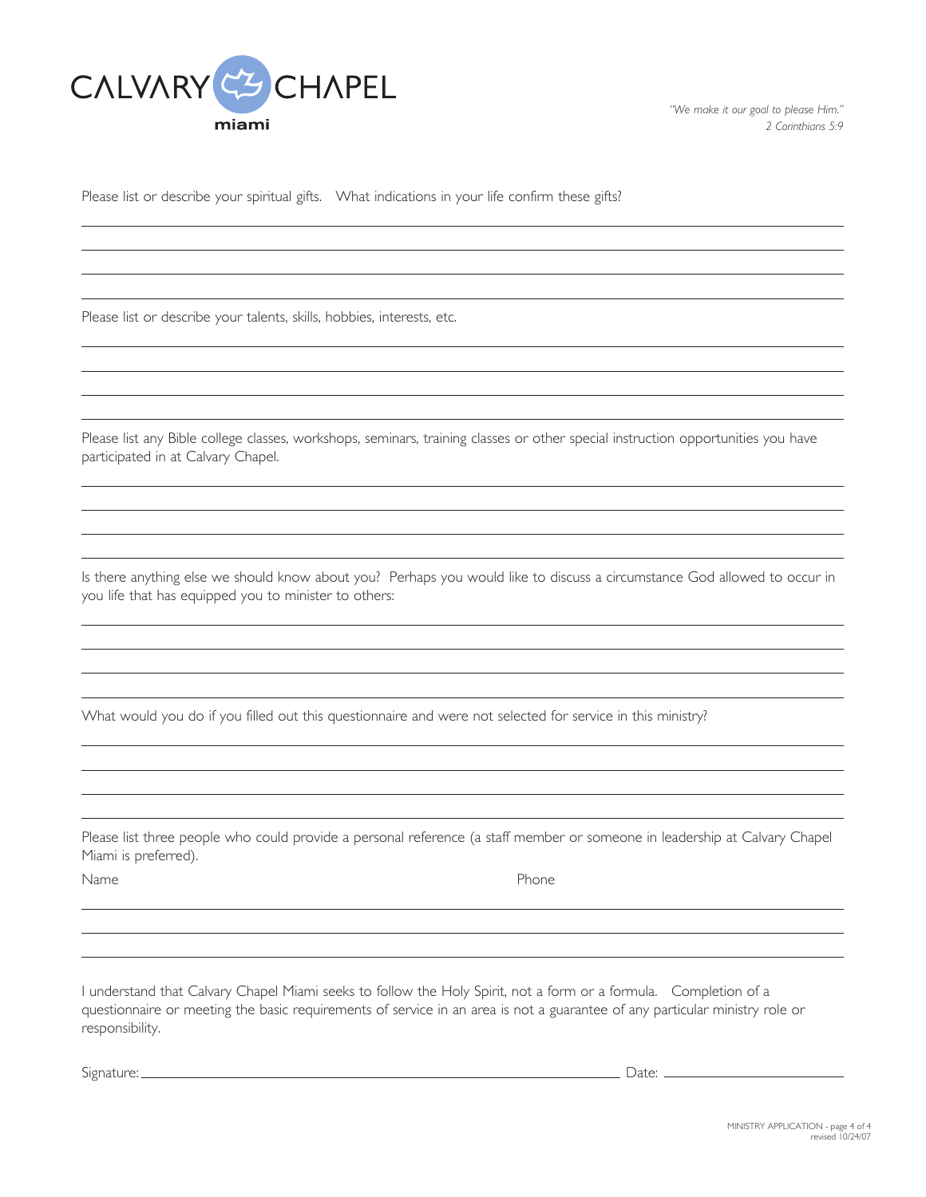CALVARY CHAPEL
miami

*"We make it our goal to please Him."*
*2 Corinthians 5:9*

Please list or describe your spiritual gifts. What indications in your life confirm these gifts?

Please list or describe your talents, skills, hobbies, interests, etc.

Please list any Bible college classes, workshops, seminars, training classes or other special instruction opportunities you have participated in at Calvary Chapel.

Is there anything else we should know about you? Perhaps you would like to discuss a circumstance God allowed to occur in you life that has equipped you to minister to others:

What would you do if you filled out this questionnaire and were not selected for service in this ministry?

Please list three people who could provide a personal reference (a staff member or someone in leadership at Calvary Chapel Miami is preferred).

| Name | Phone |
| --- | --- |
| | |
| | |
| | |

I understand that Calvary Chapel Miami seeks to follow the Holy Spirit, not a form or a formula. Completion of a questionnaire or meeting the basic requirements of service in an area is not a guarantee of any particular ministry role or responsibility.

Signature: ______________________ Date: ______________